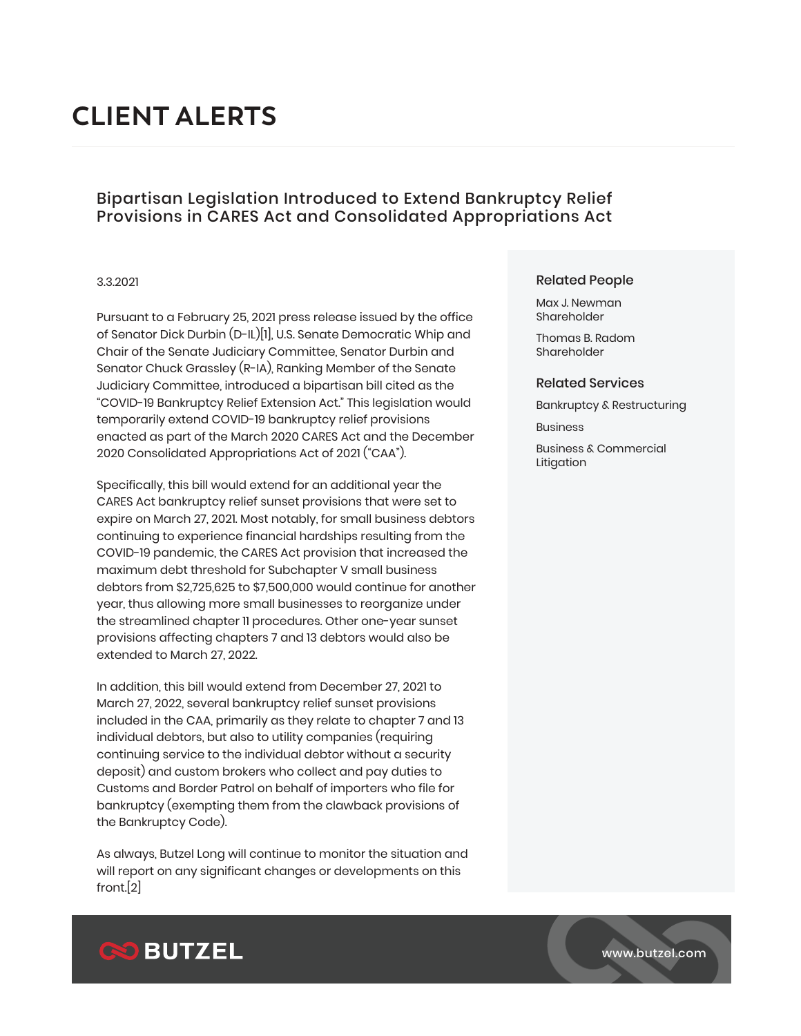# CLIENT ALERTS

## Bipartisan Legislation Introduced to Extend Bankruptcy Relief Provisions in CARES Act and Consolidated Appropriations Act

3.3.2021

Pursuant to a February 25, 2021 press release issued by the office of Senator Dick Durbin (D-IL)[1], U.S. Senate Democratic Whip and Chair of the Senate Judiciary Committee, Senator Durbin and Senator Chuck Grassley (R-IA), Ranking Member of the Senate Judiciary Committee, introduced a bipartisan bill cited as the "COVID-19 Bankruptcy Relief Extension Act." This legislation would temporarily extend COVID-19 bankruptcy relief provisions enacted as part of the March 2020 CARES Act and the December 2020 Consolidated Appropriations Act of 2021 ("CAA").

Specifically, this bill would extend for an additional year the CARES Act bankruptcy relief sunset provisions that were set to expire on March 27, 2021. Most notably, for small business debtors continuing to experience financial hardships resulting from the COVID-19 pandemic, the CARES Act provision that increased the maximum debt threshold for Subchapter V small business debtors from $2,725,625 to $7,500,000 would continue for another year, thus allowing more small businesses to reorganize under the streamlined chapter 11 procedures. Other one-year sunset provisions affecting chapters 7 and 13 debtors would also be extended to March 27, 2022.

In addition, this bill would extend from December 27, 2021 to March 27, 2022, several bankruptcy relief sunset provisions included in the CAA, primarily as they relate to chapter 7 and 13 individual debtors, but also to utility companies (requiring continuing service to the individual debtor without a security deposit) and custom brokers who collect and pay duties to Customs and Border Patrol on behalf of importers who file for bankruptcy (exempting them from the clawback provisions of the Bankruptcy Code).

As always, Butzel Long will continue to monitor the situation and will report on any significant changes or developments on this front.[2]

### Related People

Max J. Newman
Shareholder

Thomas B. Radom
Shareholder

### Related Services

Bankruptcy & Restructuring

Business

Business & Commercial Litigation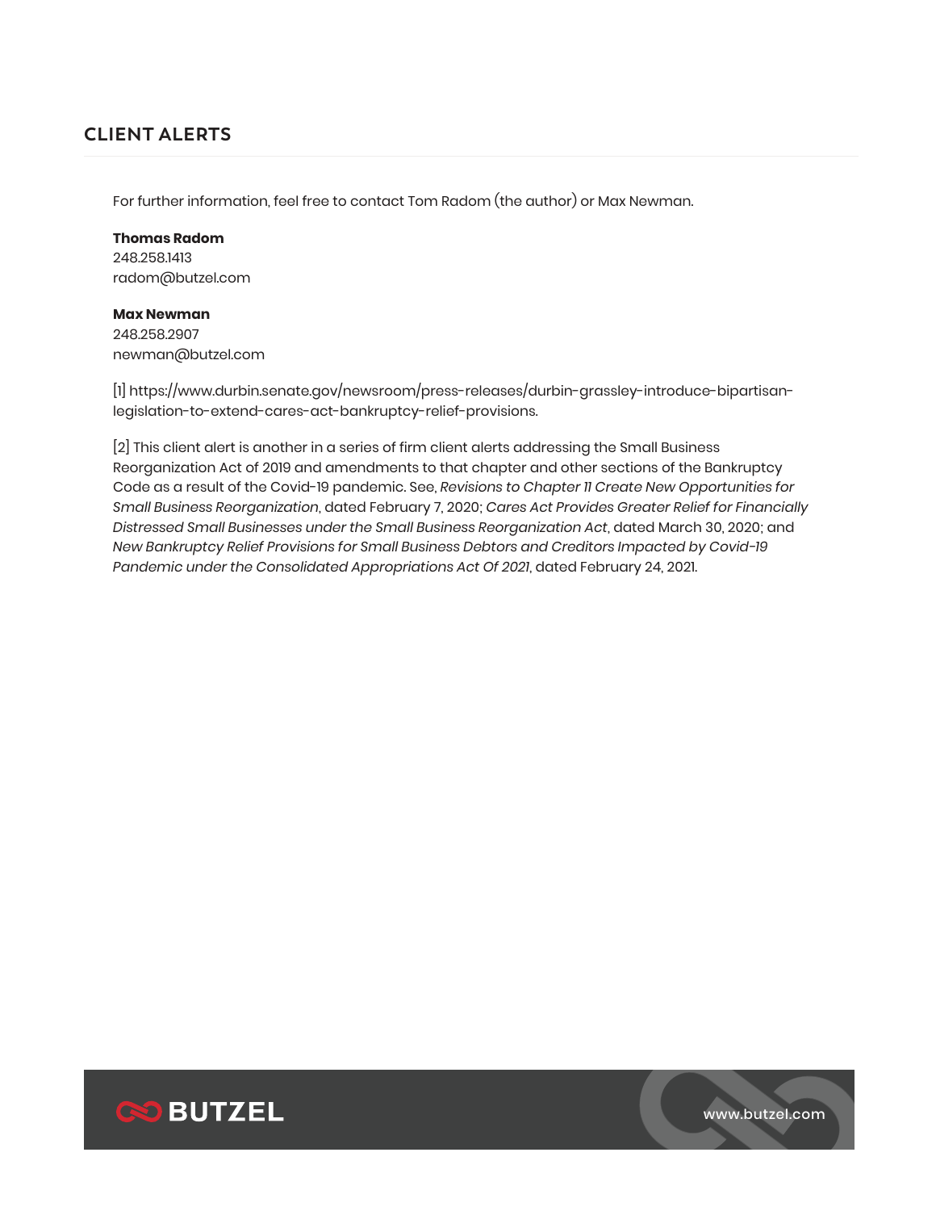## CLIENT ALERTS

For further information, feel free to contact Tom Radom (the author) or Max Newman.

**Thomas Radom**
248.258.1413
radom@butzel.com

**Max Newman**
248.258.2907
newman@butzel.com

[1] https://www.durbin.senate.gov/newsroom/press-releases/durbin-grassley-introduce-bipartisan-legislation-to-extend-cares-act-bankruptcy-relief-provisions.

[2] This client alert is another in a series of firm client alerts addressing the Small Business Reorganization Act of 2019 and amendments to that chapter and other sections of the Bankruptcy Code as a result of the Covid-19 pandemic. See, *Revisions to Chapter 11 Create New Opportunities for Small Business Reorganization*, dated February 7, 2020; *Cares Act Provides Greater Relief for Financially Distressed Small Businesses under the Small Business Reorganization Act*, dated March 30, 2020; and *New Bankruptcy Relief Provisions for Small Business Debtors and Creditors Impacted by Covid-19 Pandemic under the Consolidated Appropriations Act Of 2021*, dated February 24, 2021.